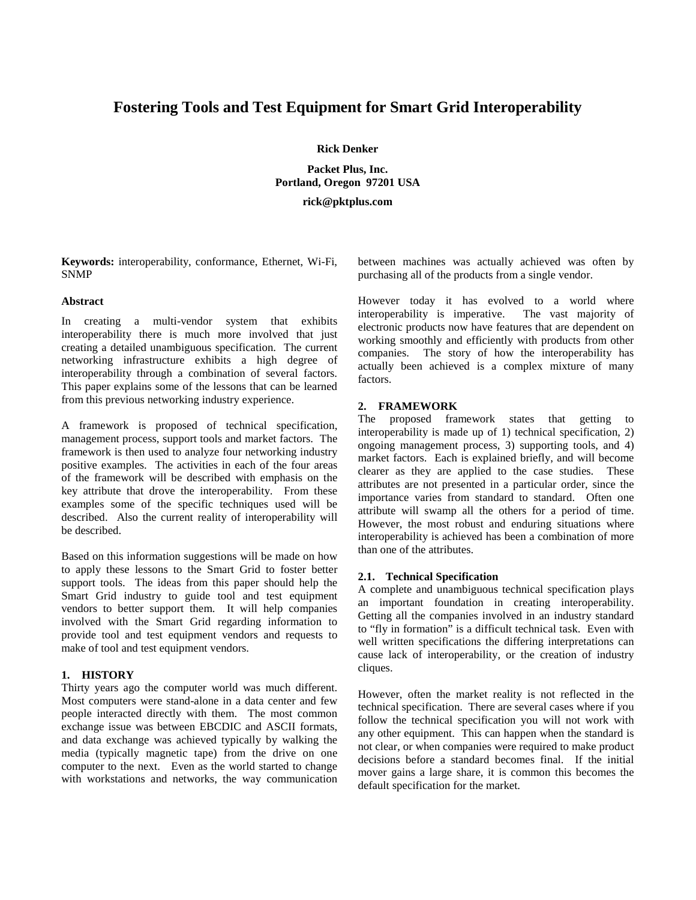# Fostering Tools and Test Equipment for Smart Grid Interoperability

**Rick Denker**

**Packet Plus, Inc.**
**Portland, Oregon 97201 USA**

**rick@pktplus.com**

**Keywords:** interoperability, conformance, Ethernet, Wi-Fi, SNMP

### Abstract

In creating a multi-vendor system that exhibits interoperability there is much more involved that just creating a detailed unambiguous specification. The current networking infrastructure exhibits a high degree of interoperability through a combination of several factors. This paper explains some of the lessons that can be learned from this previous networking industry experience.

A framework is proposed of technical specification, management process, support tools and market factors. The framework is then used to analyze four networking industry positive examples. The activities in each of the four areas of the framework will be described with emphasis on the key attribute that drove the interoperability. From these examples some of the specific techniques used will be described. Also the current reality of interoperability will be described.

Based on this information suggestions will be made on how to apply these lessons to the Smart Grid to foster better support tools. The ideas from this paper should help the Smart Grid industry to guide tool and test equipment vendors to better support them. It will help companies involved with the Smart Grid regarding information to provide tool and test equipment vendors and requests to make of tool and test equipment vendors.

## 1. HISTORY

Thirty years ago the computer world was much different. Most computers were stand-alone in a data center and few people interacted directly with them. The most common exchange issue was between EBCDIC and ASCII formats, and data exchange was achieved typically by walking the media (typically magnetic tape) from the drive on one computer to the next. Even as the world started to change with workstations and networks, the way communication between machines was actually achieved was often by purchasing all of the products from a single vendor.

However today it has evolved to a world where interoperability is imperative. The vast majority of electronic products now have features that are dependent on working smoothly and efficiently with products from other companies. The story of how the interoperability has actually been achieved is a complex mixture of many factors.

## 2. FRAMEWORK

The proposed framework states that getting to interoperability is made up of 1) technical specification, 2) ongoing management process, 3) supporting tools, and 4) market factors. Each is explained briefly, and will become clearer as they are applied to the case studies. These attributes are not presented in a particular order, since the importance varies from standard to standard. Often one attribute will swamp all the others for a period of time. However, the most robust and enduring situations where interoperability is achieved has been a combination of more than one of the attributes.

### 2.1. Technical Specification

A complete and unambiguous technical specification plays an important foundation in creating interoperability. Getting all the companies involved in an industry standard to "fly in formation" is a difficult technical task. Even with well written specifications the differing interpretations can cause lack of interoperability, or the creation of industry cliques.

However, often the market reality is not reflected in the technical specification. There are several cases where if you follow the technical specification you will not work with any other equipment. This can happen when the standard is not clear, or when companies were required to make product decisions before a standard becomes final. If the initial mover gains a large share, it is common this becomes the default specification for the market.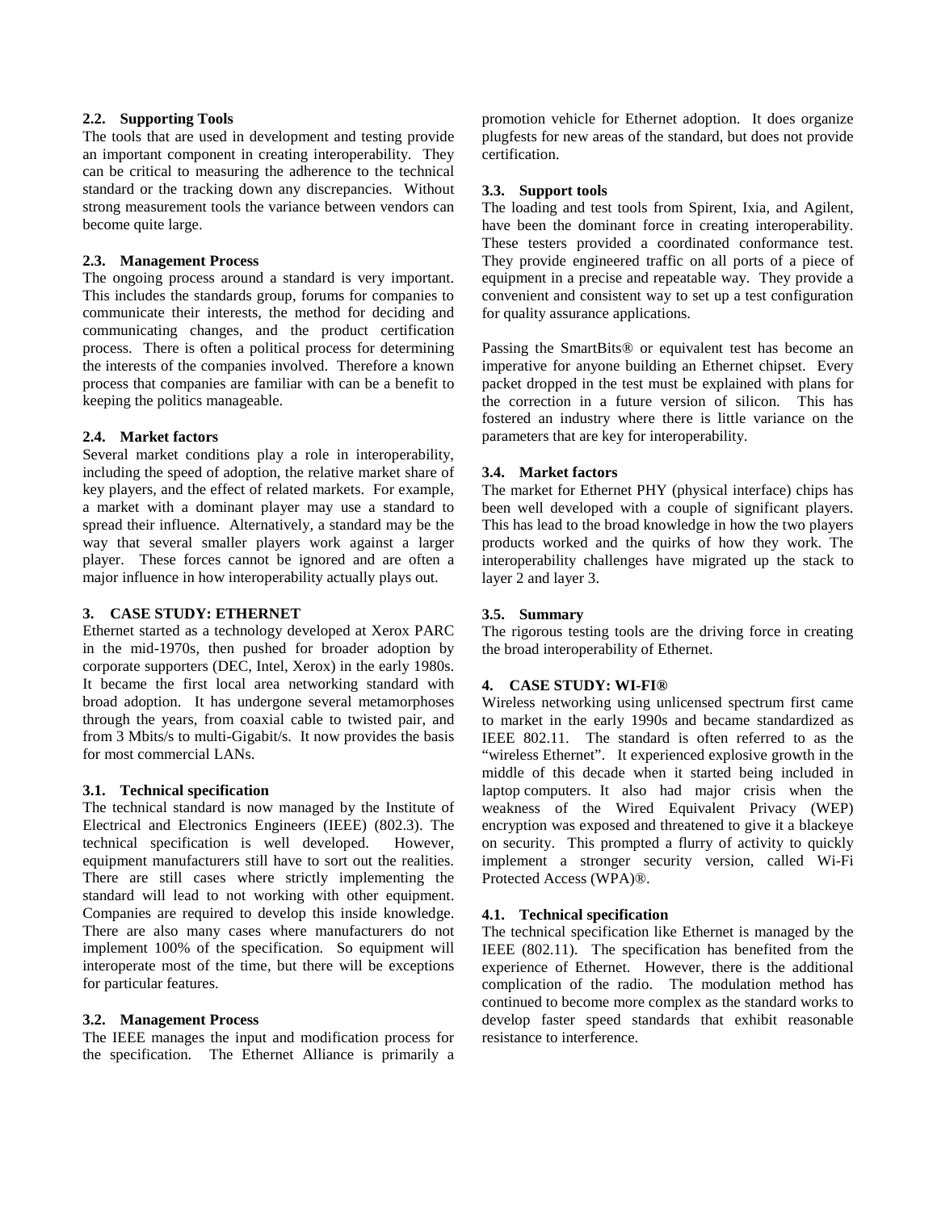### 2.2. Supporting Tools

The tools that are used in development and testing provide an important component in creating interoperability. They can be critical to measuring the adherence to the technical standard or the tracking down any discrepancies. Without strong measurement tools the variance between vendors can become quite large.

### 2.3. Management Process

The ongoing process around a standard is very important. This includes the standards group, forums for companies to communicate their interests, the method for deciding and communicating changes, and the product certification process. There is often a political process for determining the interests of the companies involved. Therefore a known process that companies are familiar with can be a benefit to keeping the politics manageable.

### 2.4. Market factors

Several market conditions play a role in interoperability, including the speed of adoption, the relative market share of key players, and the effect of related markets. For example, a market with a dominant player may use a standard to spread their influence. Alternatively, a standard may be the way that several smaller players work against a larger player. These forces cannot be ignored and are often a major influence in how interoperability actually plays out.

## 3. CASE STUDY: ETHERNET

Ethernet started as a technology developed at Xerox PARC in the mid-1970s, then pushed for broader adoption by corporate supporters (DEC, Intel, Xerox) in the early 1980s. It became the first local area networking standard with broad adoption. It has undergone several metamorphoses through the years, from coaxial cable to twisted pair, and from 3 Mbits/s to multi-Gigabit/s. It now provides the basis for most commercial LANs.

### 3.1. Technical specification

The technical standard is now managed by the Institute of Electrical and Electronics Engineers (IEEE) (802.3). The technical specification is well developed. However, equipment manufacturers still have to sort out the realities. There are still cases where strictly implementing the standard will lead to not working with other equipment. Companies are required to develop this inside knowledge. There are also many cases where manufacturers do not implement 100% of the specification. So equipment will interoperate most of the time, but there will be exceptions for particular features.

### 3.2. Management Process

The IEEE manages the input and modification process for the specification. The Ethernet Alliance is primarily a promotion vehicle for Ethernet adoption. It does organize plugfests for new areas of the standard, but does not provide certification.

### 3.3. Support tools

The loading and test tools from Spirent, Ixia, and Agilent, have been the dominant force in creating interoperability. These testers provided a coordinated conformance test. They provide engineered traffic on all ports of a piece of equipment in a precise and repeatable way. They provide a convenient and consistent way to set up a test configuration for quality assurance applications.

Passing the SmartBits® or equivalent test has become an imperative for anyone building an Ethernet chipset. Every packet dropped in the test must be explained with plans for the correction in a future version of silicon. This has fostered an industry where there is little variance on the parameters that are key for interoperability.

### 3.4. Market factors

The market for Ethernet PHY (physical interface) chips has been well developed with a couple of significant players. This has lead to the broad knowledge in how the two players products worked and the quirks of how they work. The interoperability challenges have migrated up the stack to layer 2 and layer 3.

### 3.5. Summary

The rigorous testing tools are the driving force in creating the broad interoperability of Ethernet.

## 4. CASE STUDY: WI-FI®

Wireless networking using unlicensed spectrum first came to market in the early 1990s and became standardized as IEEE 802.11. The standard is often referred to as the "wireless Ethernet". It experienced explosive growth in the middle of this decade when it started being included in laptop computers. It also had major crisis when the weakness of the Wired Equivalent Privacy (WEP) encryption was exposed and threatened to give it a blackeye on security. This prompted a flurry of activity to quickly implement a stronger security version, called Wi-Fi Protected Access (WPA)®.

### 4.1. Technical specification

The technical specification like Ethernet is managed by the IEEE (802.11). The specification has benefited from the experience of Ethernet. However, there is the additional complication of the radio. The modulation method has continued to become more complex as the standard works to develop faster speed standards that exhibit reasonable resistance to interference.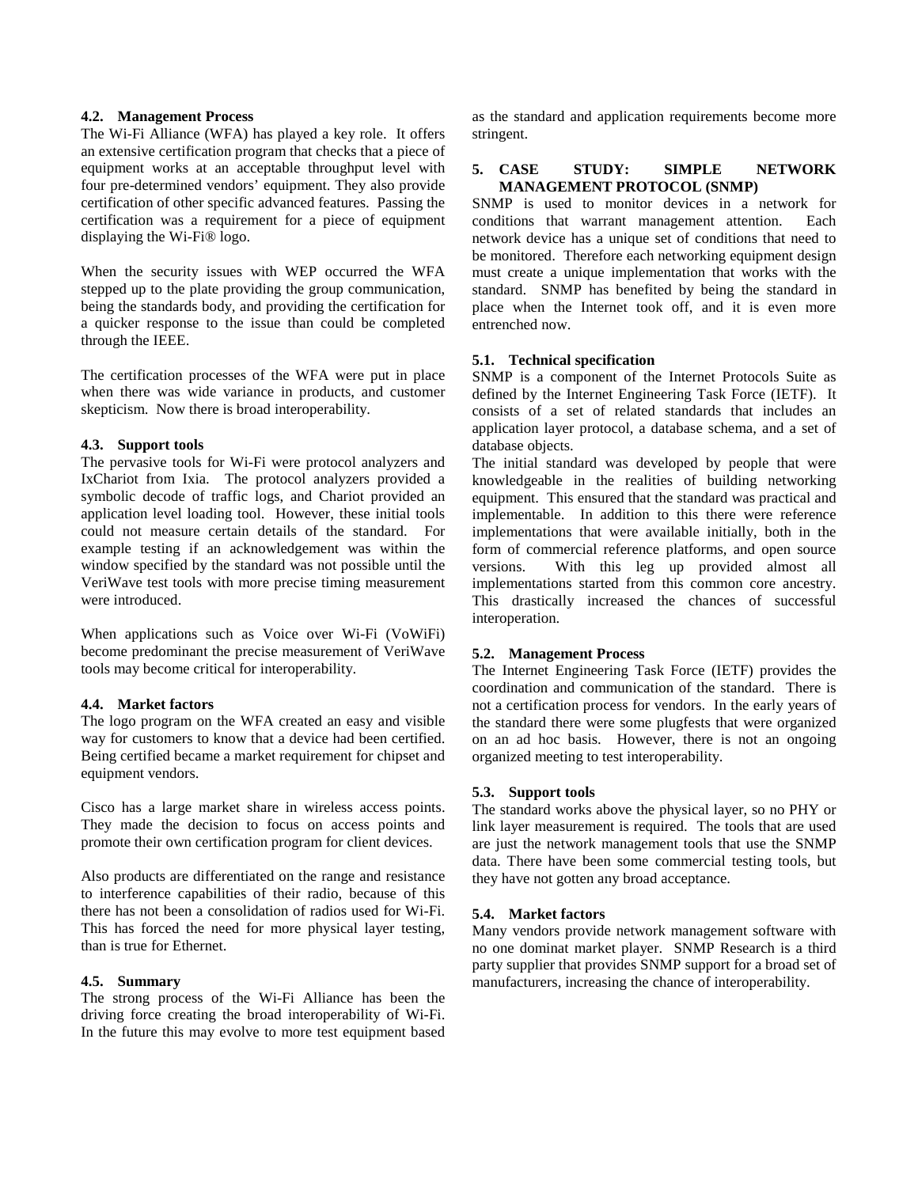### 4.2. Management Process

The Wi-Fi Alliance (WFA) has played a key role. It offers an extensive certification program that checks that a piece of equipment works at an acceptable throughput level with four pre-determined vendors' equipment. They also provide certification of other specific advanced features. Passing the certification was a requirement for a piece of equipment displaying the Wi-Fi® logo.

When the security issues with WEP occurred the WFA stepped up to the plate providing the group communication, being the standards body, and providing the certification for a quicker response to the issue than could be completed through the IEEE.

The certification processes of the WFA were put in place when there was wide variance in products, and customer skepticism. Now there is broad interoperability.

### 4.3. Support tools

The pervasive tools for Wi-Fi were protocol analyzers and IxChariot from Ixia. The protocol analyzers provided a symbolic decode of traffic logs, and Chariot provided an application level loading tool. However, these initial tools could not measure certain details of the standard. For example testing if an acknowledgement was within the window specified by the standard was not possible until the VeriWave test tools with more precise timing measurement were introduced.

When applications such as Voice over Wi-Fi (VoWiFi) become predominant the precise measurement of VeriWave tools may become critical for interoperability.

### 4.4. Market factors

The logo program on the WFA created an easy and visible way for customers to know that a device had been certified. Being certified became a market requirement for chipset and equipment vendors.

Cisco has a large market share in wireless access points. They made the decision to focus on access points and promote their own certification program for client devices.

Also products are differentiated on the range and resistance to interference capabilities of their radio, because of this there has not been a consolidation of radios used for Wi-Fi. This has forced the need for more physical layer testing, than is true for Ethernet.

### 4.5. Summary

The strong process of the Wi-Fi Alliance has been the driving force creating the broad interoperability of Wi-Fi. In the future this may evolve to more test equipment based as the standard and application requirements become more stringent.

## 5. CASE STUDY: SIMPLE NETWORK MANAGEMENT PROTOCOL (SNMP)

SNMP is used to monitor devices in a network for conditions that warrant management attention. Each network device has a unique set of conditions that need to be monitored. Therefore each networking equipment design must create a unique implementation that works with the standard. SNMP has benefited by being the standard in place when the Internet took off, and it is even more entrenched now.

### 5.1. Technical specification

SNMP is a component of the Internet Protocols Suite as defined by the Internet Engineering Task Force (IETF). It consists of a set of related standards that includes an application layer protocol, a database schema, and a set of database objects.

The initial standard was developed by people that were knowledgeable in the realities of building networking equipment. This ensured that the standard was practical and implementable. In addition to this there were reference implementations that were available initially, both in the form of commercial reference platforms, and open source versions. With this leg up provided almost all implementations started from this common core ancestry. This drastically increased the chances of successful interoperation.

### 5.2. Management Process

The Internet Engineering Task Force (IETF) provides the coordination and communication of the standard. There is not a certification process for vendors. In the early years of the standard there were some plugfests that were organized on an ad hoc basis. However, there is not an ongoing organized meeting to test interoperability.

### 5.3. Support tools

The standard works above the physical layer, so no PHY or link layer measurement is required. The tools that are used are just the network management tools that use the SNMP data. There have been some commercial testing tools, but they have not gotten any broad acceptance.

### 5.4. Market factors

Many vendors provide network management software with no one dominat market player. SNMP Research is a third party supplier that provides SNMP support for a broad set of manufacturers, increasing the chance of interoperability.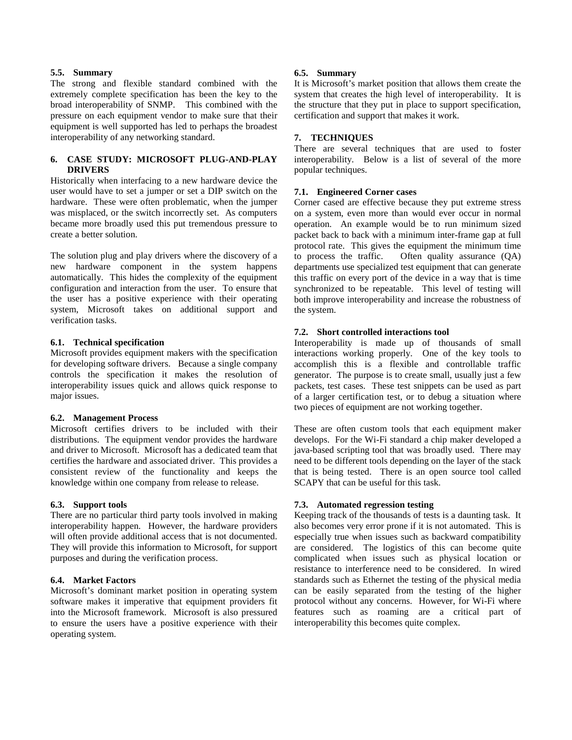### 5.5. Summary

The strong and flexible standard combined with the extremely complete specification has been the key to the broad interoperability of SNMP. This combined with the pressure on each equipment vendor to make sure that their equipment is well supported has led to perhaps the broadest interoperability of any networking standard.

## 6. CASE STUDY: MICROSOFT PLUG-AND-PLAY DRIVERS

Historically when interfacing to a new hardware device the user would have to set a jumper or set a DIP switch on the hardware. These were often problematic, when the jumper was misplaced, or the switch incorrectly set. As computers became more broadly used this put tremendous pressure to create a better solution.

The solution plug and play drivers where the discovery of a new hardware component in the system happens automatically. This hides the complexity of the equipment configuration and interaction from the user. To ensure that the user has a positive experience with their operating system, Microsoft takes on additional support and verification tasks.

### 6.1. Technical specification

Microsoft provides equipment makers with the specification for developing software drivers. Because a single company controls the specification it makes the resolution of interoperability issues quick and allows quick response to major issues.

### 6.2. Management Process

Microsoft certifies drivers to be included with their distributions. The equipment vendor provides the hardware and driver to Microsoft. Microsoft has a dedicated team that certifies the hardware and associated driver. This provides a consistent review of the functionality and keeps the knowledge within one company from release to release.

### 6.3. Support tools

There are no particular third party tools involved in making interoperability happen. However, the hardware providers will often provide additional access that is not documented. They will provide this information to Microsoft, for support purposes and during the verification process.

### 6.4. Market Factors

Microsoft's dominant market position in operating system software makes it imperative that equipment providers fit into the Microsoft framework. Microsoft is also pressured to ensure the users have a positive experience with their operating system.

### 6.5. Summary

It is Microsoft's market position that allows them create the system that creates the high level of interoperability. It is the structure that they put in place to support specification, certification and support that makes it work.

## 7. TECHNIQUES

There are several techniques that are used to foster interoperability. Below is a list of several of the more popular techniques.

### 7.1. Engineered Corner cases

Corner cased are effective because they put extreme stress on a system, even more than would ever occur in normal operation. An example would be to run minimum sized packet back to back with a minimum inter-frame gap at full protocol rate. This gives the equipment the minimum time to process the traffic. Often quality assurance (QA) departments use specialized test equipment that can generate this traffic on every port of the device in a way that is time synchronized to be repeatable. This level of testing will both improve interoperability and increase the robustness of the system.

### 7.2. Short controlled interactions tool

Interoperability is made up of thousands of small interactions working properly. One of the key tools to accomplish this is a flexible and controllable traffic generator. The purpose is to create small, usually just a few packets, test cases. These test snippets can be used as part of a larger certification test, or to debug a situation where two pieces of equipment are not working together.

These are often custom tools that each equipment maker develops. For the Wi-Fi standard a chip maker developed a java-based scripting tool that was broadly used. There may need to be different tools depending on the layer of the stack that is being tested. There is an open source tool called SCAPY that can be useful for this task.

### 7.3. Automated regression testing

Keeping track of the thousands of tests is a daunting task. It also becomes very error prone if it is not automated. This is especially true when issues such as backward compatibility are considered. The logistics of this can become quite complicated when issues such as physical location or resistance to interference need to be considered. In wired standards such as Ethernet the testing of the physical media can be easily separated from the testing of the higher protocol without any concerns. However, for Wi-Fi where features such as roaming are a critical part of interoperability this becomes quite complex.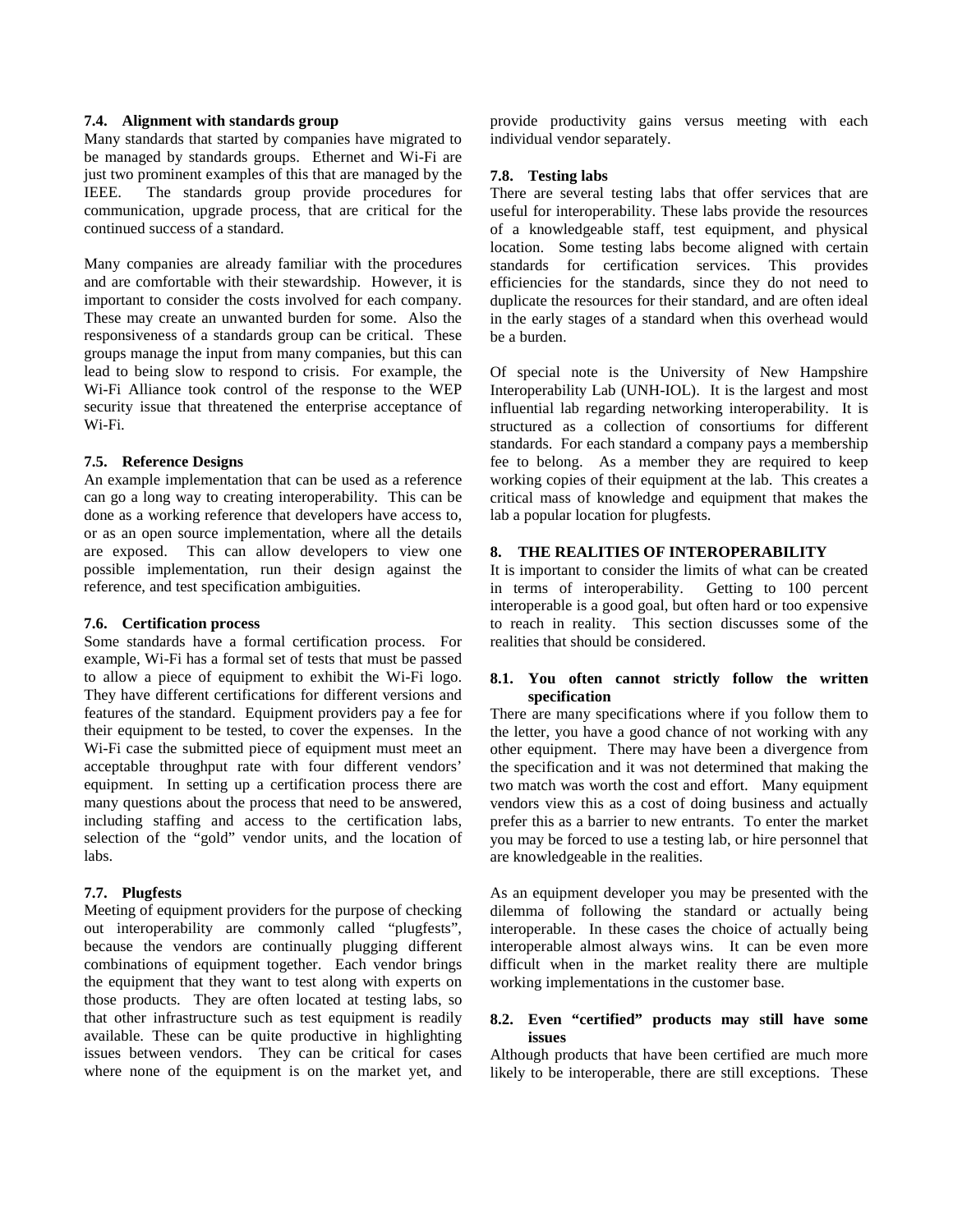### 7.4. Alignment with standards group

Many standards that started by companies have migrated to be managed by standards groups. Ethernet and Wi-Fi are just two prominent examples of this that are managed by the IEEE. The standards group provide procedures for communication, upgrade process, that are critical for the continued success of a standard.

Many companies are already familiar with the procedures and are comfortable with their stewardship. However, it is important to consider the costs involved for each company. These may create an unwanted burden for some. Also the responsiveness of a standards group can be critical. These groups manage the input from many companies, but this can lead to being slow to respond to crisis. For example, the Wi-Fi Alliance took control of the response to the WEP security issue that threatened the enterprise acceptance of Wi-Fi.

### 7.5. Reference Designs

An example implementation that can be used as a reference can go a long way to creating interoperability. This can be done as a working reference that developers have access to, or as an open source implementation, where all the details are exposed. This can allow developers to view one possible implementation, run their design against the reference, and test specification ambiguities.

### 7.6. Certification process

Some standards have a formal certification process. For example, Wi-Fi has a formal set of tests that must be passed to allow a piece of equipment to exhibit the Wi-Fi logo. They have different certifications for different versions and features of the standard. Equipment providers pay a fee for their equipment to be tested, to cover the expenses. In the Wi-Fi case the submitted piece of equipment must meet an acceptable throughput rate with four different vendors' equipment. In setting up a certification process there are many questions about the process that need to be answered, including staffing and access to the certification labs, selection of the "gold" vendor units, and the location of labs.

### 7.7. Plugfests

Meeting of equipment providers for the purpose of checking out interoperability are commonly called "plugfests", because the vendors are continually plugging different combinations of equipment together. Each vendor brings the equipment that they want to test along with experts on those products. They are often located at testing labs, so that other infrastructure such as test equipment is readily available. These can be quite productive in highlighting issues between vendors. They can be critical for cases where none of the equipment is on the market yet, and provide productivity gains versus meeting with each individual vendor separately.

### 7.8. Testing labs

There are several testing labs that offer services that are useful for interoperability. These labs provide the resources of a knowledgeable staff, test equipment, and physical location. Some testing labs become aligned with certain standards for certification services. This provides efficiencies for the standards, since they do not need to duplicate the resources for their standard, and are often ideal in the early stages of a standard when this overhead would be a burden.

Of special note is the University of New Hampshire Interoperability Lab (UNH-IOL). It is the largest and most influential lab regarding networking interoperability. It is structured as a collection of consortiums for different standards. For each standard a company pays a membership fee to belong. As a member they are required to keep working copies of their equipment at the lab. This creates a critical mass of knowledge and equipment that makes the lab a popular location for plugfests.

## 8. THE REALITIES OF INTEROPERABILITY

It is important to consider the limits of what can be created in terms of interoperability. Getting to 100 percent interoperable is a good goal, but often hard or too expensive to reach in reality. This section discusses some of the realities that should be considered.

### 8.1. You often cannot strictly follow the written specification

There are many specifications where if you follow them to the letter, you have a good chance of not working with any other equipment. There may have been a divergence from the specification and it was not determined that making the two match was worth the cost and effort. Many equipment vendors view this as a cost of doing business and actually prefer this as a barrier to new entrants. To enter the market you may be forced to use a testing lab, or hire personnel that are knowledgeable in the realities.

As an equipment developer you may be presented with the dilemma of following the standard or actually being interoperable. In these cases the choice of actually being interoperable almost always wins. It can be even more difficult when in the market reality there are multiple working implementations in the customer base.

### 8.2. Even "certified" products may still have some issues

Although products that have been certified are much more likely to be interoperable, there are still exceptions. These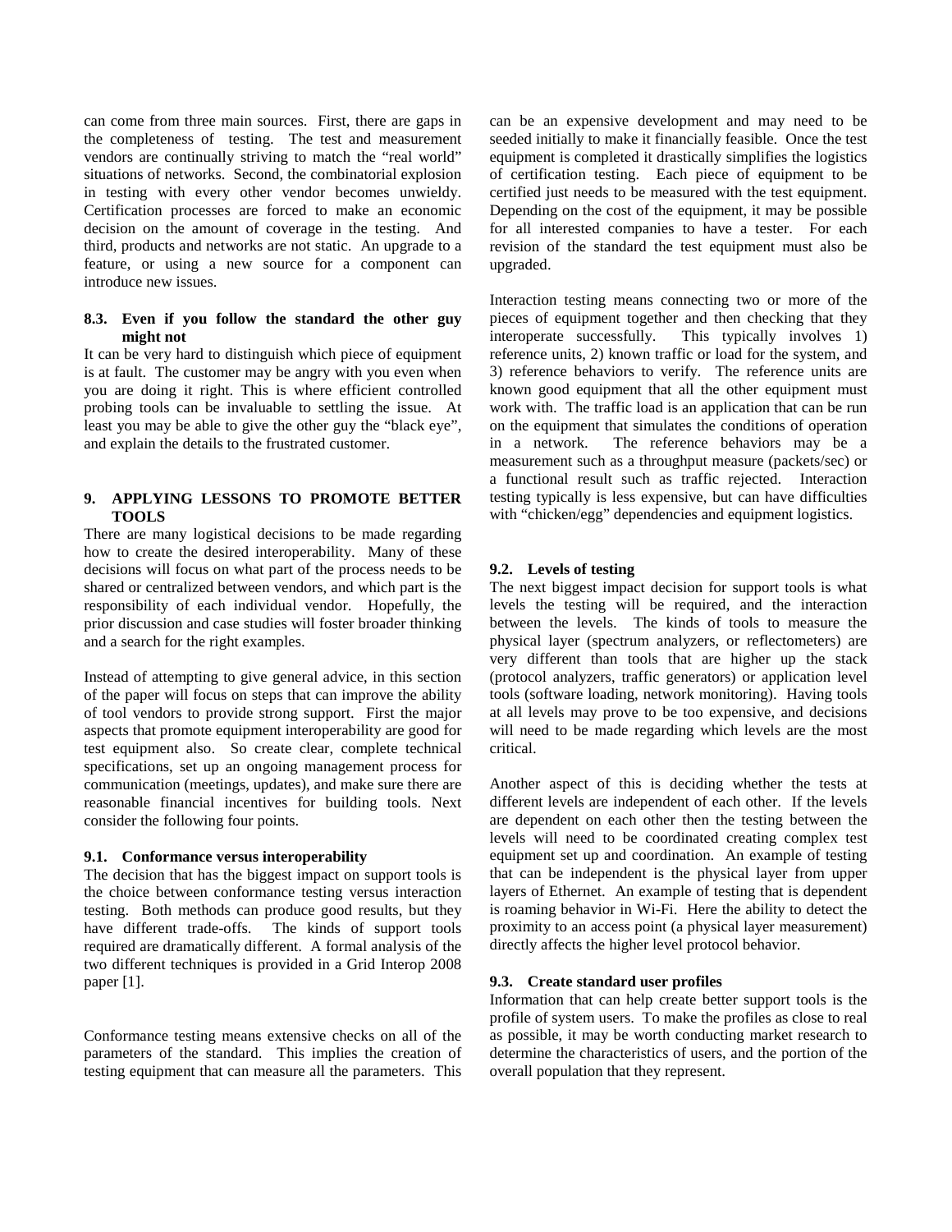can come from three main sources. First, there are gaps in the completeness of testing. The test and measurement vendors are continually striving to match the "real world" situations of networks. Second, the combinatorial explosion in testing with every other vendor becomes unwieldy. Certification processes are forced to make an economic decision on the amount of coverage in the testing. And third, products and networks are not static. An upgrade to a feature, or using a new source for a component can introduce new issues.

### 8.3. Even if you follow the standard the other guy might not

It can be very hard to distinguish which piece of equipment is at fault. The customer may be angry with you even when you are doing it right. This is where efficient controlled probing tools can be invaluable to settling the issue. At least you may be able to give the other guy the "black eye", and explain the details to the frustrated customer.

## 9. APPLYING LESSONS TO PROMOTE BETTER TOOLS

There are many logistical decisions to be made regarding how to create the desired interoperability. Many of these decisions will focus on what part of the process needs to be shared or centralized between vendors, and which part is the responsibility of each individual vendor. Hopefully, the prior discussion and case studies will foster broader thinking and a search for the right examples.

Instead of attempting to give general advice, in this section of the paper will focus on steps that can improve the ability of tool vendors to provide strong support. First the major aspects that promote equipment interoperability are good for test equipment also. So create clear, complete technical specifications, set up an ongoing management process for communication (meetings, updates), and make sure there are reasonable financial incentives for building tools. Next consider the following four points.

### 9.1. Conformance versus interoperability

The decision that has the biggest impact on support tools is the choice between conformance testing versus interaction testing. Both methods can produce good results, but they have different trade-offs. The kinds of support tools required are dramatically different. A formal analysis of the two different techniques is provided in a Grid Interop 2008 paper [1].

Conformance testing means extensive checks on all of the parameters of the standard. This implies the creation of testing equipment that can measure all the parameters. This can be an expensive development and may need to be seeded initially to make it financially feasible. Once the test equipment is completed it drastically simplifies the logistics of certification testing. Each piece of equipment to be certified just needs to be measured with the test equipment. Depending on the cost of the equipment, it may be possible for all interested companies to have a tester. For each revision of the standard the test equipment must also be upgraded.

Interaction testing means connecting two or more of the pieces of equipment together and then checking that they interoperate successfully. This typically involves 1) reference units, 2) known traffic or load for the system, and 3) reference behaviors to verify. The reference units are known good equipment that all the other equipment must work with. The traffic load is an application that can be run on the equipment that simulates the conditions of operation in a network. The reference behaviors may be a measurement such as a throughput measure (packets/sec) or a functional result such as traffic rejected. Interaction testing typically is less expensive, but can have difficulties with "chicken/egg" dependencies and equipment logistics.

### 9.2. Levels of testing

The next biggest impact decision for support tools is what levels the testing will be required, and the interaction between the levels. The kinds of tools to measure the physical layer (spectrum analyzers, or reflectometers) are very different than tools that are higher up the stack (protocol analyzers, traffic generators) or application level tools (software loading, network monitoring). Having tools at all levels may prove to be too expensive, and decisions will need to be made regarding which levels are the most critical.

Another aspect of this is deciding whether the tests at different levels are independent of each other. If the levels are dependent on each other then the testing between the levels will need to be coordinated creating complex test equipment set up and coordination. An example of testing that can be independent is the physical layer from upper layers of Ethernet. An example of testing that is dependent is roaming behavior in Wi-Fi. Here the ability to detect the proximity to an access point (a physical layer measurement) directly affects the higher level protocol behavior.

### 9.3. Create standard user profiles

Information that can help create better support tools is the profile of system users. To make the profiles as close to real as possible, it may be worth conducting market research to determine the characteristics of users, and the portion of the overall population that they represent.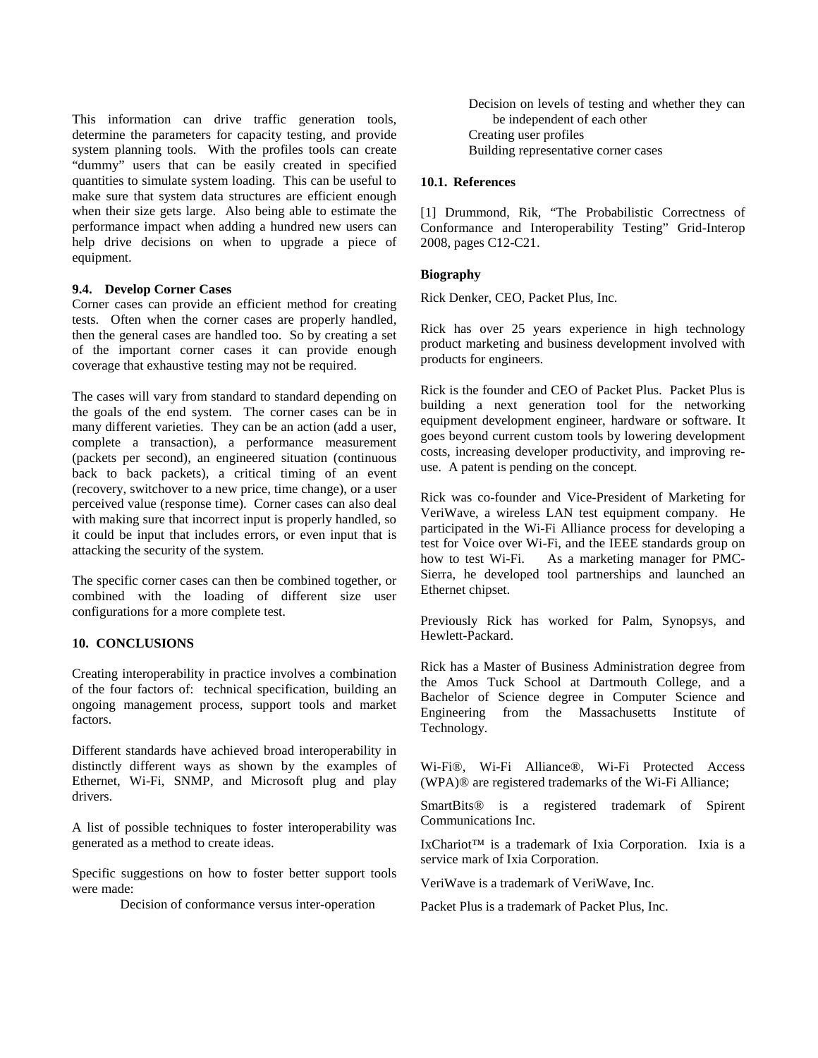This information can drive traffic generation tools, determine the parameters for capacity testing, and provide system planning tools. With the profiles tools can create "dummy" users that can be easily created in specified quantities to simulate system loading. This can be useful to make sure that system data structures are efficient enough when their size gets large. Also being able to estimate the performance impact when adding a hundred new users can help drive decisions on when to upgrade a piece of equipment.

### 9.4. Develop Corner Cases

Corner cases can provide an efficient method for creating tests. Often when the corner cases are properly handled, then the general cases are handled too. So by creating a set of the important corner cases it can provide enough coverage that exhaustive testing may not be required.

The cases will vary from standard to standard depending on the goals of the end system. The corner cases can be in many different varieties. They can be an action (add a user, complete a transaction), a performance measurement (packets per second), an engineered situation (continuous back to back packets), a critical timing of an event (recovery, switchover to a new price, time change), or a user perceived value (response time). Corner cases can also deal with making sure that incorrect input is properly handled, so it could be input that includes errors, or even input that is attacking the security of the system.

The specific corner cases can then be combined together, or combined with the loading of different size user configurations for a more complete test.

## 10. CONCLUSIONS

Creating interoperability in practice involves a combination of the four factors of: technical specification, building an ongoing management process, support tools and market factors.

Different standards have achieved broad interoperability in distinctly different ways as shown by the examples of Ethernet, Wi-Fi, SNMP, and Microsoft plug and play drivers.

A list of possible techniques to foster interoperability was generated as a method to create ideas.

Specific suggestions on how to foster better support tools were made:

- Decision of conformance versus inter-operation
- Decision on levels of testing and whether they can be independent of each other
- Creating user profiles
- Building representative corner cases

### 10.1. References

[1] Drummond, Rik, "The Probabilistic Correctness of Conformance and Interoperability Testing" Grid-Interop 2008, pages C12-C21.

**Biography**

Rick Denker, CEO, Packet Plus, Inc.

Rick has over 25 years experience in high technology product marketing and business development involved with products for engineers.

Rick is the founder and CEO of Packet Plus. Packet Plus is building a next generation tool for the networking equipment development engineer, hardware or software. It goes beyond current custom tools by lowering development costs, increasing developer productivity, and improving re-use. A patent is pending on the concept.

Rick was co-founder and Vice-President of Marketing for VeriWave, a wireless LAN test equipment company. He participated in the Wi-Fi Alliance process for developing a test for Voice over Wi-Fi, and the IEEE standards group on how to test Wi-Fi. As a marketing manager for PMC-Sierra, he developed tool partnerships and launched an Ethernet chipset.

Previously Rick has worked for Palm, Synopsys, and Hewlett-Packard.

Rick has a Master of Business Administration degree from the Amos Tuck School at Dartmouth College, and a Bachelor of Science degree in Computer Science and Engineering from the Massachusetts Institute of Technology.

Wi-Fi®, Wi-Fi Alliance®, Wi-Fi Protected Access (WPA)® are registered trademarks of the Wi-Fi Alliance;

SmartBits® is a registered trademark of Spirent Communications Inc.

IxChariot™ is a trademark of Ixia Corporation. Ixia is a service mark of Ixia Corporation.

VeriWave is a trademark of VeriWave, Inc.

Packet Plus is a trademark of Packet Plus, Inc.